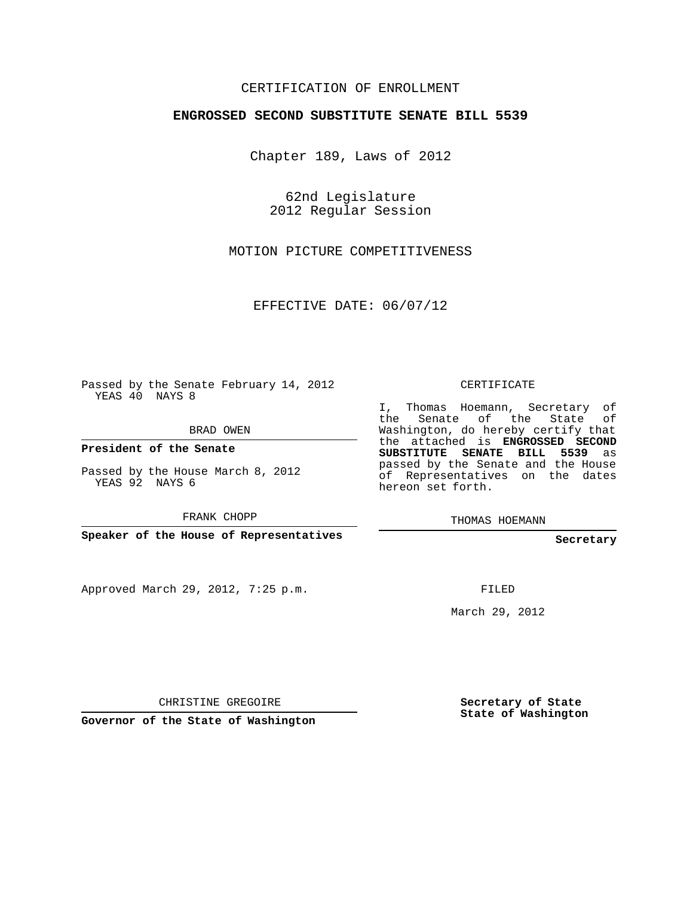CERTIFICATION OF ENROLLMENT

**ENGROSSED SECOND SUBSTITUTE SENATE BILL 5539**

Chapter 189, Laws of 2012

62nd Legislature
2012 Regular Session

MOTION PICTURE COMPETITIVENESS

EFFECTIVE DATE: 06/07/12

Passed by the Senate February 14, 2012
YEAS 40 NAYS 8

BRAD OWEN

**President of the Senate**

Passed by the House March 8, 2012
YEAS 92 NAYS 6

FRANK CHOPP

**Speaker of the House of Representatives**

CERTIFICATE

I, Thomas Hoemann, Secretary of the Senate of the State of Washington, do hereby certify that the attached is **ENGROSSED SECOND SUBSTITUTE SENATE BILL 5539** as passed by the Senate and the House of Representatives on the dates hereon set forth.

THOMAS HOEMANN

**Secretary**

Approved March 29, 2012, 7:25 p.m.

FILED

March 29, 2012

CHRISTINE GREGOIRE

**Governor of the State of Washington**

**Secretary of State**
**State of Washington**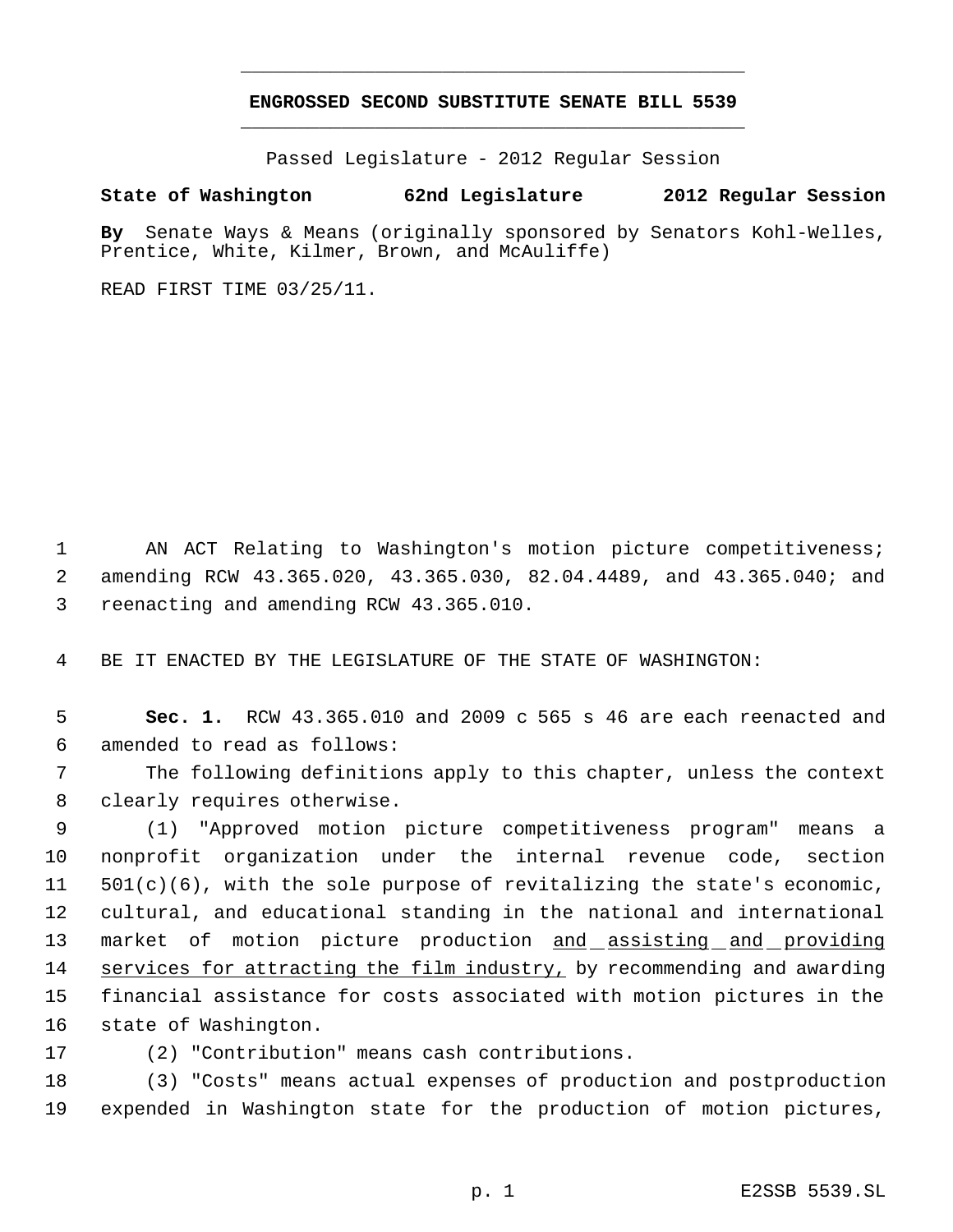**ENGROSSED SECOND SUBSTITUTE SENATE BILL 5539**

Passed Legislature - 2012 Regular Session

**State of Washington 62nd Legislature 2012 Regular Session**

**By** Senate Ways & Means (originally sponsored by Senators Kohl-Welles, Prentice, White, Kilmer, Brown, and McAuliffe)

READ FIRST TIME 03/25/11.

1 AN ACT Relating to Washington's motion picture competitiveness;
2 amending RCW 43.365.020, 43.365.030, 82.04.4489, and 43.365.040; and
3 reenacting and amending RCW 43.365.010.

4 BE IT ENACTED BY THE LEGISLATURE OF THE STATE OF WASHINGTON:

5 **Sec. 1.** RCW 43.365.010 and 2009 c 565 s 46 are each reenacted and
6 amended to read as follows:

7 The following definitions apply to this chapter, unless the context
8 clearly requires otherwise.

9 (1) "Approved motion picture competitiveness program" means a
10 nonprofit organization under the internal revenue code, section
11 501(c)(6), with the sole purpose of revitalizing the state's economic,
12 cultural, and educational standing in the national and international
13 market of motion picture production <u>and assisting and providing</u>
14 <u>services for attracting the film industry,</u> by recommending and awarding
15 financial assistance for costs associated with motion pictures in the
16 state of Washington.

17 (2) "Contribution" means cash contributions.

18 (3) "Costs" means actual expenses of production and postproduction
19 expended in Washington state for the production of motion pictures,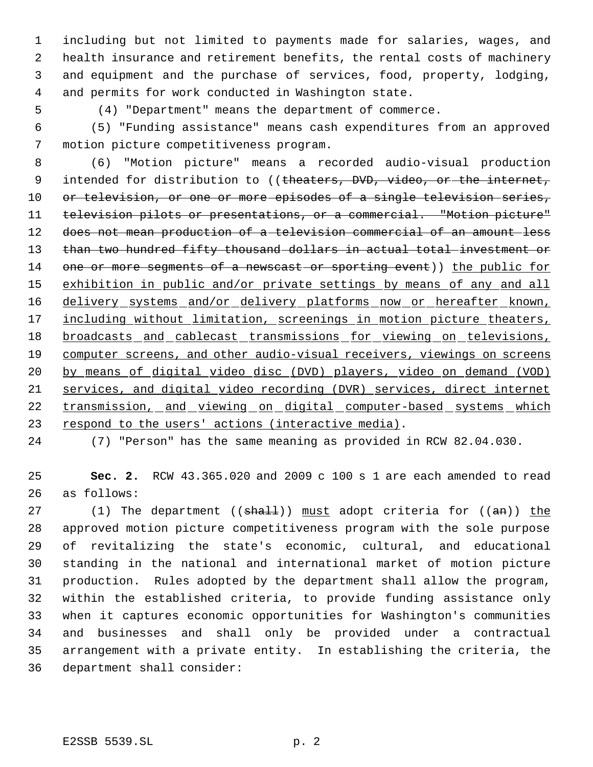including but not limited to payments made for salaries, wages, and health insurance and retirement benefits, the rental costs of machinery and equipment and the purchase of services, food, property, lodging, and permits for work conducted in Washington state.

(4) "Department" means the department of commerce.

(5) "Funding assistance" means cash expenditures from an approved motion picture competitiveness program.

(6) "Motion picture" means a recorded audio-visual production intended for distribution to ((~~theaters, DVD, video, or the internet, or television, or one or more episodes of a single television series, television pilots or presentations, or a commercial. "Motion picture" does not mean production of a television commercial of an amount less than two hundred fifty thousand dollars in actual total investment or one or more segments of a newscast or sporting event~~)) <u>the public for exhibition in public and/or private settings by means of any and all delivery systems and/or delivery platforms now or hereafter known, including without limitation, screenings in motion picture theaters, broadcasts and cablecast transmissions for viewing on televisions, computer screens, and other audio-visual receivers, viewings on screens by means of digital video disc (DVD) players, video on demand (VOD) services, and digital video recording (DVR) services, direct internet transmission, and viewing on digital computer-based systems which respond to the users' actions (interactive media)</u>.

(7) "Person" has the same meaning as provided in RCW 82.04.030.

**Sec. 2.** RCW 43.365.020 and 2009 c 100 s 1 are each amended to read as follows:

(1) The department ((~~shall~~)) <u>must</u> adopt criteria for ((~~an~~)) <u>the</u> approved motion picture competitiveness program with the sole purpose of revitalizing the state's economic, cultural, and educational standing in the national and international market of motion picture production. Rules adopted by the department shall allow the program, within the established criteria, to provide funding assistance only when it captures economic opportunities for Washington's communities and businesses and shall only be provided under a contractual arrangement with a private entity. In establishing the criteria, the department shall consider: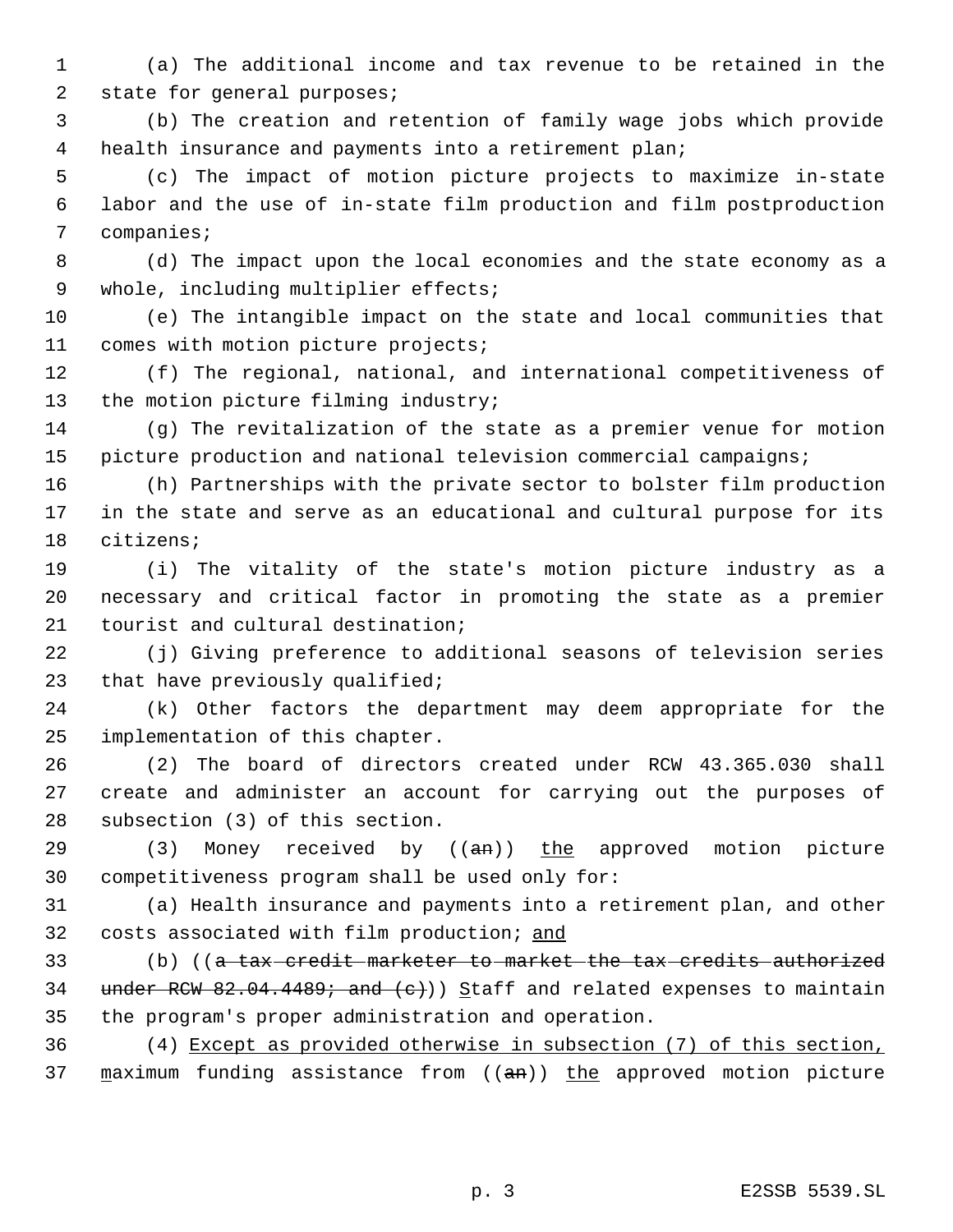(a) The additional income and tax revenue to be retained in the state for general purposes;

(b) The creation and retention of family wage jobs which provide health insurance and payments into a retirement plan;

(c) The impact of motion picture projects to maximize in-state labor and the use of in-state film production and film postproduction companies;

(d) The impact upon the local economies and the state economy as a whole, including multiplier effects;

(e) The intangible impact on the state and local communities that comes with motion picture projects;

(f) The regional, national, and international competitiveness of the motion picture filming industry;

(g) The revitalization of the state as a premier venue for motion picture production and national television commercial campaigns;

(h) Partnerships with the private sector to bolster film production in the state and serve as an educational and cultural purpose for its citizens;

(i) The vitality of the state's motion picture industry as a necessary and critical factor in promoting the state as a premier tourist and cultural destination;

(j) Giving preference to additional seasons of television series that have previously qualified;

(k) Other factors the department may deem appropriate for the implementation of this chapter.

(2) The board of directors created under RCW 43.365.030 shall create and administer an account for carrying out the purposes of subsection (3) of this section.

(3) Money received by ((~~an~~)) <u>the</u> approved motion picture competitiveness program shall be used only for:

(a) Health insurance and payments into a retirement plan, and other costs associated with film production; <u>and</u>

(b) ((~~a tax credit marketer to market the tax credits authorized under RCW 82.04.4489; and (c)~~)) <u>S</u>taff and related expenses to maintain the program's proper administration and operation.

(4) <u>Except as provided otherwise in subsection (7) of this section, m</u>aximum funding assistance from ((~~an~~)) <u>the</u> approved motion picture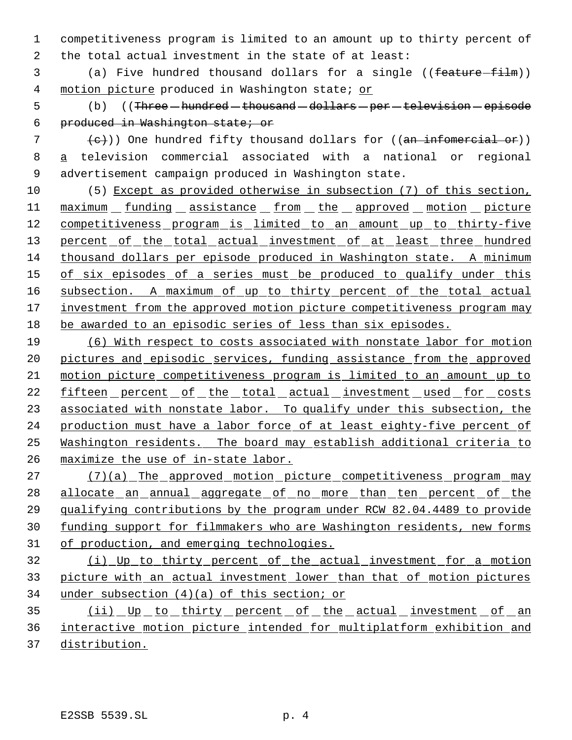competitiveness program is limited to an amount up to thirty percent of the total actual investment in the state of at least:

(a) Five hundred thousand dollars for a single ((~~feature film~~)) motion picture produced in Washington state; or

(b) ((~~Three hundred thousand dollars per television episode produced in Washington state; or~~

~~(c)~~)) One hundred fifty thousand dollars for ((~~an infomercial or~~)) a television commercial associated with a national or regional advertisement campaign produced in Washington state.

(5) Except as provided otherwise in subsection (7) of this section, maximum funding assistance from the approved motion picture competitiveness program is limited to an amount up to thirty-five percent of the total actual investment of at least three hundred thousand dollars per episode produced in Washington state. A minimum of six episodes of a series must be produced to qualify under this subsection. A maximum of up to thirty percent of the total actual investment from the approved motion picture competitiveness program may be awarded to an episodic series of less than six episodes.

(6) With respect to costs associated with nonstate labor for motion pictures and episodic services, funding assistance from the approved motion picture competitiveness program is limited to an amount up to fifteen percent of the total actual investment used for costs associated with nonstate labor. To qualify under this subsection, the production must have a labor force of at least eighty-five percent of Washington residents. The board may establish additional criteria to maximize the use of in-state labor.

(7)(a) The approved motion picture competitiveness program may allocate an annual aggregate of no more than ten percent of the qualifying contributions by the program under RCW 82.04.4489 to provide funding support for filmmakers who are Washington residents, new forms of production, and emerging technologies.

(i) Up to thirty percent of the actual investment for a motion picture with an actual investment lower than that of motion pictures under subsection (4)(a) of this section; or

(ii) Up to thirty percent of the actual investment of an interactive motion picture intended for multiplatform exhibition and distribution.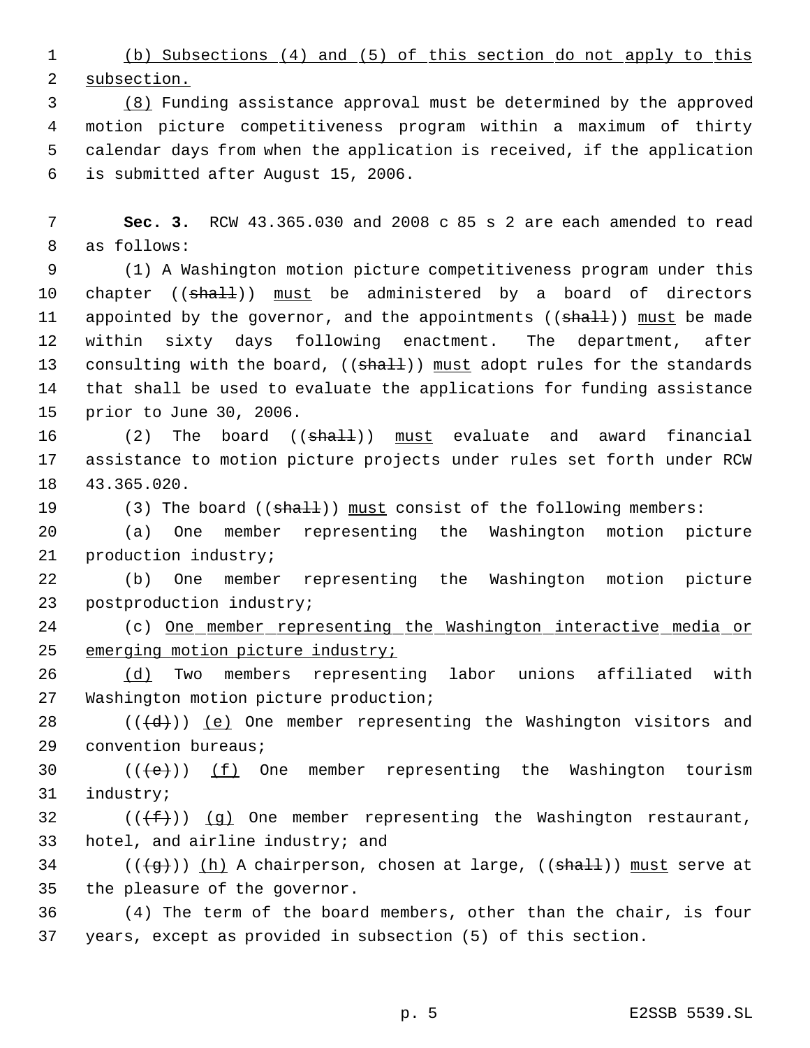(b) Subsections (4) and (5) of this section do not apply to this subsection.

(8) Funding assistance approval must be determined by the approved motion picture competitiveness program within a maximum of thirty calendar days from when the application is received, if the application is submitted after August 15, 2006.

**Sec. 3.** RCW 43.365.030 and 2008 c 85 s 2 are each amended to read as follows:

(1) A Washington motion picture competitiveness program under this chapter ((shall)) must be administered by a board of directors appointed by the governor, and the appointments ((shall)) must be made within sixty days following enactment. The department, after consulting with the board, ((shall)) must adopt rules for the standards that shall be used to evaluate the applications for funding assistance prior to June 30, 2006.

(2) The board ((shall)) must evaluate and award financial assistance to motion picture projects under rules set forth under RCW 43.365.020.

(3) The board ((shall)) must consist of the following members:

(a) One member representing the Washington motion picture production industry;

(b) One member representing the Washington motion picture postproduction industry;

(c) One member representing the Washington interactive media or emerging motion picture industry;

(d) Two members representing labor unions affiliated with Washington motion picture production;

(((d))) (e) One member representing the Washington visitors and convention bureaus;

(((e))) (f) One member representing the Washington tourism industry;

(((f))) (g) One member representing the Washington restaurant, hotel, and airline industry; and

(((g))) (h) A chairperson, chosen at large, ((shall)) must serve at the pleasure of the governor.

(4) The term of the board members, other than the chair, is four years, except as provided in subsection (5) of this section.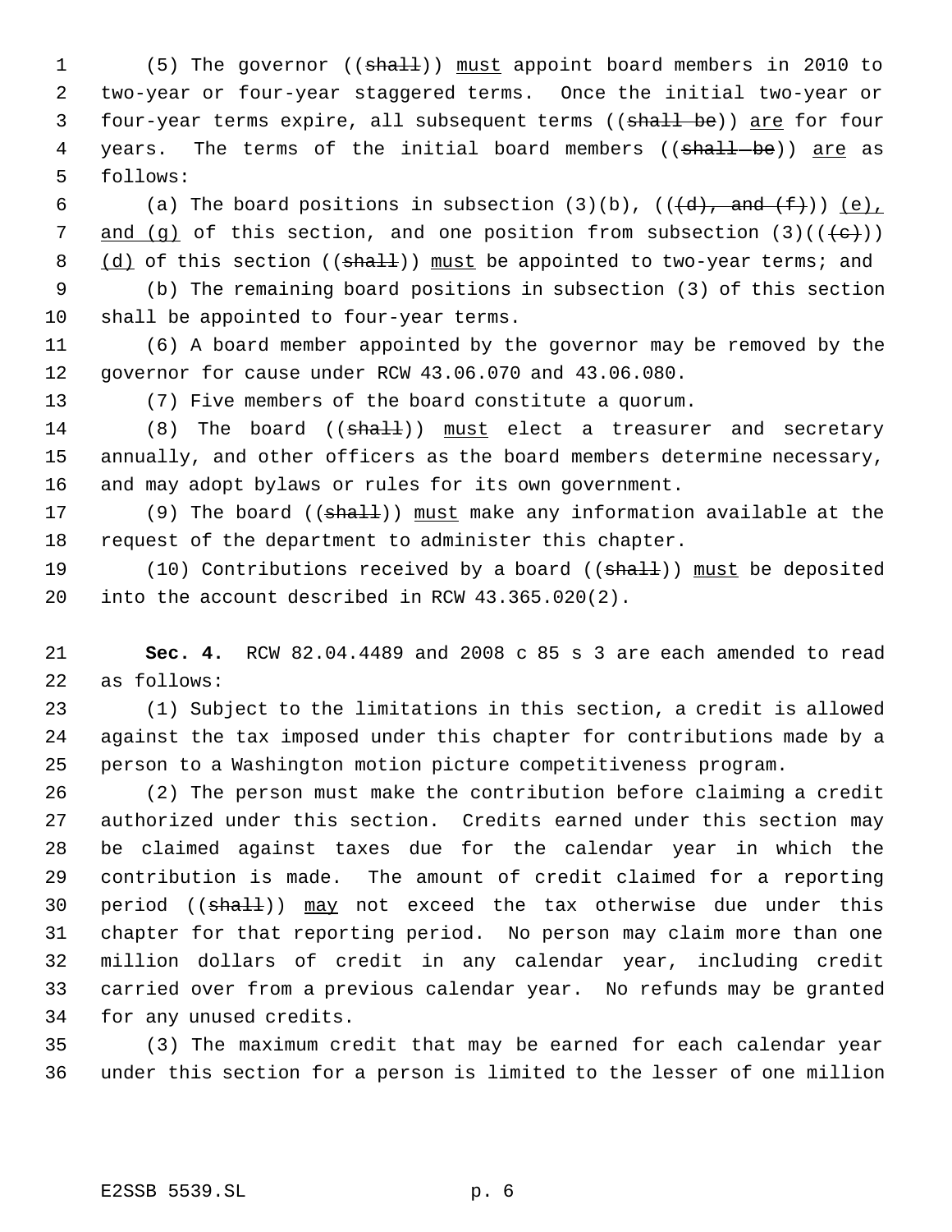(5) The governor ((~~shall~~)) <u>must</u> appoint board members in 2010 to two-year or four-year staggered terms. Once the initial two-year or four-year terms expire, all subsequent terms ((~~shall be~~)) <u>are</u> for four years. The terms of the initial board members ((~~shall be~~)) <u>are</u> as follows:

(a) The board positions in subsection (3)(b), ((~~(d), and (f)~~)) <u>(e), and (g)</u> of this section, and one position from subsection (3)((~~(c)~~)) <u>(d)</u> of this section ((~~shall~~)) <u>must</u> be appointed to two-year terms; and

(b) The remaining board positions in subsection (3) of this section shall be appointed to four-year terms.

(6) A board member appointed by the governor may be removed by the governor for cause under RCW 43.06.070 and 43.06.080.

(7) Five members of the board constitute a quorum.

(8) The board ((~~shall~~)) <u>must</u> elect a treasurer and secretary annually, and other officers as the board members determine necessary, and may adopt bylaws or rules for its own government.

(9) The board ((~~shall~~)) <u>must</u> make any information available at the request of the department to administer this chapter.

(10) Contributions received by a board ((~~shall~~)) <u>must</u> be deposited into the account described in RCW 43.365.020(2).

**Sec. 4.** RCW 82.04.4489 and 2008 c 85 s 3 are each amended to read as follows:

(1) Subject to the limitations in this section, a credit is allowed against the tax imposed under this chapter for contributions made by a person to a Washington motion picture competitiveness program.

(2) The person must make the contribution before claiming a credit authorized under this section. Credits earned under this section may be claimed against taxes due for the calendar year in which the contribution is made. The amount of credit claimed for a reporting period ((~~shall~~)) <u>may</u> not exceed the tax otherwise due under this chapter for that reporting period. No person may claim more than one million dollars of credit in any calendar year, including credit carried over from a previous calendar year. No refunds may be granted for any unused credits.

(3) The maximum credit that may be earned for each calendar year under this section for a person is limited to the lesser of one million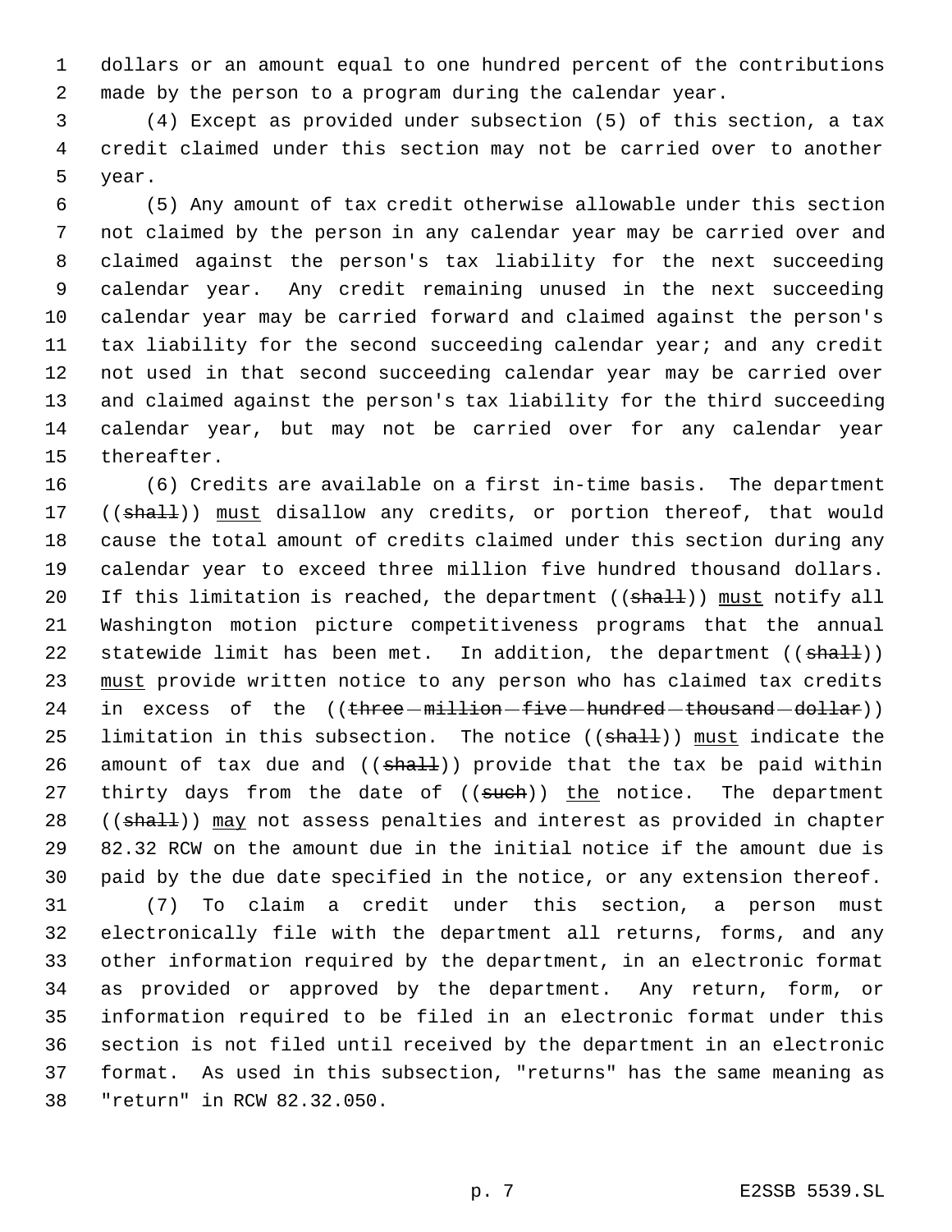dollars or an amount equal to one hundred percent of the contributions made by the person to a program during the calendar year.

(4) Except as provided under subsection (5) of this section, a tax credit claimed under this section may not be carried over to another year.

(5) Any amount of tax credit otherwise allowable under this section not claimed by the person in any calendar year may be carried over and claimed against the person's tax liability for the next succeeding calendar year. Any credit remaining unused in the next succeeding calendar year may be carried forward and claimed against the person's tax liability for the second succeeding calendar year; and any credit not used in that second succeeding calendar year may be carried over and claimed against the person's tax liability for the third succeeding calendar year, but may not be carried over for any calendar year thereafter.

(6) Credits are available on a first in-time basis. The department ((~~shall~~)) <u>must</u> disallow any credits, or portion thereof, that would cause the total amount of credits claimed under this section during any calendar year to exceed three million five hundred thousand dollars. If this limitation is reached, the department ((~~shall~~)) <u>must</u> notify all Washington motion picture competitiveness programs that the annual statewide limit has been met. In addition, the department ((~~shall~~)) <u>must</u> provide written notice to any person who has claimed tax credits in excess of the ((~~three million five hundred thousand dollar~~)) limitation in this subsection. The notice ((~~shall~~)) <u>must</u> indicate the amount of tax due and ((~~shall~~)) provide that the tax be paid within thirty days from the date of ((~~such~~)) <u>the</u> notice. The department ((~~shall~~)) <u>may</u> not assess penalties and interest as provided in chapter 82.32 RCW on the amount due in the initial notice if the amount due is paid by the due date specified in the notice, or any extension thereof.

(7) To claim a credit under this section, a person must electronically file with the department all returns, forms, and any other information required by the department, in an electronic format as provided or approved by the department. Any return, form, or information required to be filed in an electronic format under this section is not filed until received by the department in an electronic format. As used in this subsection, "returns" has the same meaning as "return" in RCW 82.32.050.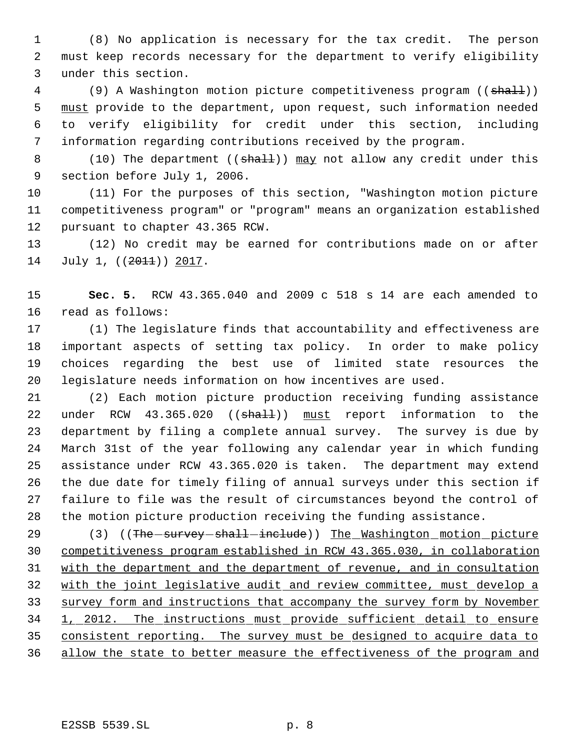(8) No application is necessary for the tax credit. The person must keep records necessary for the department to verify eligibility under this section.

(9) A Washington motion picture competitiveness program ((~~shall~~)) <u>must</u> provide to the department, upon request, such information needed to verify eligibility for credit under this section, including information regarding contributions received by the program.

(10) The department ((~~shall~~)) <u>may</u> not allow any credit under this section before July 1, 2006.

(11) For the purposes of this section, "Washington motion picture competitiveness program" or "program" means an organization established pursuant to chapter 43.365 RCW.

(12) No credit may be earned for contributions made on or after July 1, ((~~2011~~)) <u>2017</u>.

**Sec. 5.** RCW 43.365.040 and 2009 c 518 s 14 are each amended to read as follows:

(1) The legislature finds that accountability and effectiveness are important aspects of setting tax policy. In order to make policy choices regarding the best use of limited state resources the legislature needs information on how incentives are used.

(2) Each motion picture production receiving funding assistance under RCW 43.365.020 ((~~shall~~)) <u>must</u> report information to the department by filing a complete annual survey. The survey is due by March 31st of the year following any calendar year in which funding assistance under RCW 43.365.020 is taken. The department may extend the due date for timely filing of annual surveys under this section if failure to file was the result of circumstances beyond the control of the motion picture production receiving the funding assistance.

(3) ((~~The survey shall include~~)) <u>The Washington motion picture competitiveness program established in RCW 43.365.030, in collaboration with the department and the department of revenue, and in consultation with the joint legislative audit and review committee, must develop a survey form and instructions that accompany the survey form by November 1, 2012. The instructions must provide sufficient detail to ensure consistent reporting. The survey must be designed to acquire data to allow the state to better measure the effectiveness of the program and</u>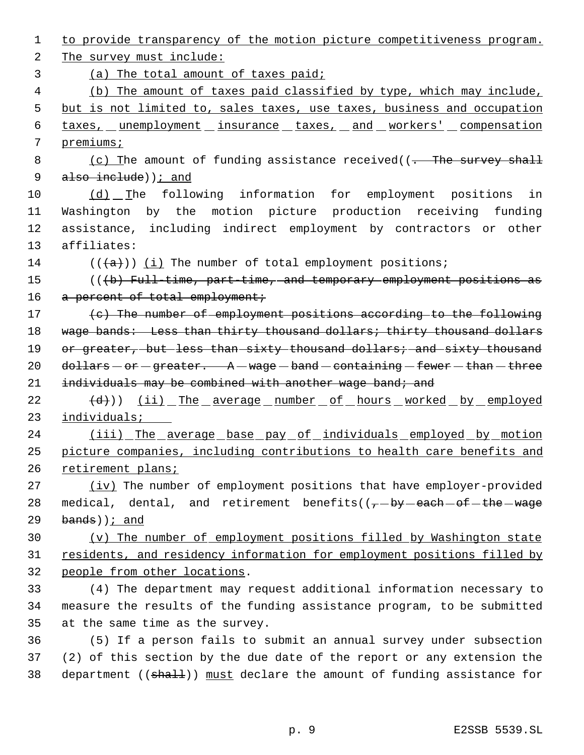to provide transparency of the motion picture competitiveness program. The survey must include:

(a) The total amount of taxes paid;

(b) The amount of taxes paid classified by type, which may include, but is not limited to, sales taxes, use taxes, business and occupation taxes, unemployment insurance taxes, and workers' compensation premiums;

(c) The amount of funding assistance received((. The survey shall also include)); and

(d) The following information for employment positions in Washington by the motion picture production receiving funding assistance, including indirect employment by contractors or other affiliates:

(((a))) (i) The number of total employment positions;

(((b) Full-time, part-time, and temporary employment positions as a percent of total employment;

(c) The number of employment positions according to the following wage bands: Less than thirty thousand dollars; thirty thousand dollars or greater, but less than sixty thousand dollars; and sixty thousand dollars or greater. A wage band containing fewer than three individuals may be combined with another wage band; and

(d))) (ii) The average number of hours worked by employed individuals;

(iii) The average base pay of individuals employed by motion picture companies, including contributions to health care benefits and retirement plans;

(iv) The number of employment positions that have employer-provided medical, dental, and retirement benefits((, by each of the wage bands)); and

(v) The number of employment positions filled by Washington state residents, and residency information for employment positions filled by people from other locations.

(4) The department may request additional information necessary to measure the results of the funding assistance program, to be submitted at the same time as the survey.

(5) If a person fails to submit an annual survey under subsection (2) of this section by the due date of the report or any extension the department ((shall)) must declare the amount of funding assistance for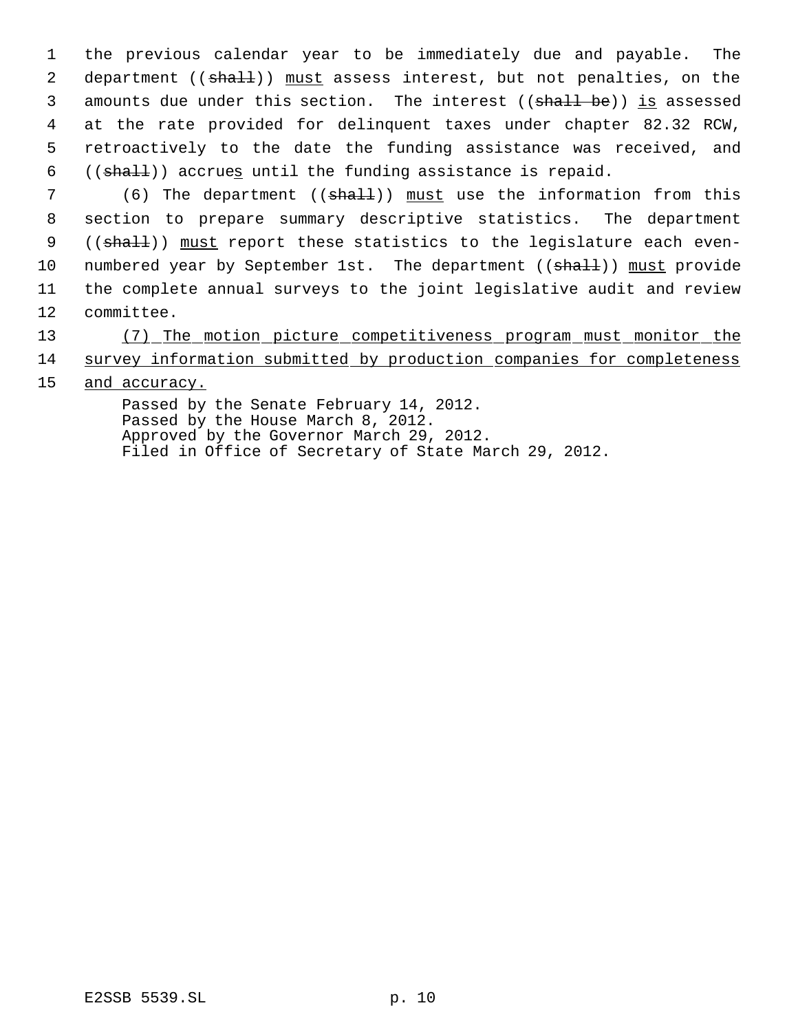the previous calendar year to be immediately due and payable. The department ((~~shall~~)) must assess interest, but not penalties, on the amounts due under this section. The interest ((~~shall be~~)) is assessed at the rate provided for delinquent taxes under chapter 82.32 RCW, retroactively to the date the funding assistance was received, and ((~~shall~~)) accrues until the funding assistance is repaid.

(6) The department ((~~shall~~)) must use the information from this section to prepare summary descriptive statistics. The department ((~~shall~~)) must report these statistics to the legislature each even-numbered year by September 1st. The department ((~~shall~~)) must provide the complete annual surveys to the joint legislative audit and review committee.

(7) The motion picture competitiveness program must monitor the survey information submitted by production companies for completeness and accuracy.

Passed by the Senate February 14, 2012.
Passed by the House March 8, 2012.
Approved by the Governor March 29, 2012.
Filed in Office of Secretary of State March 29, 2012.